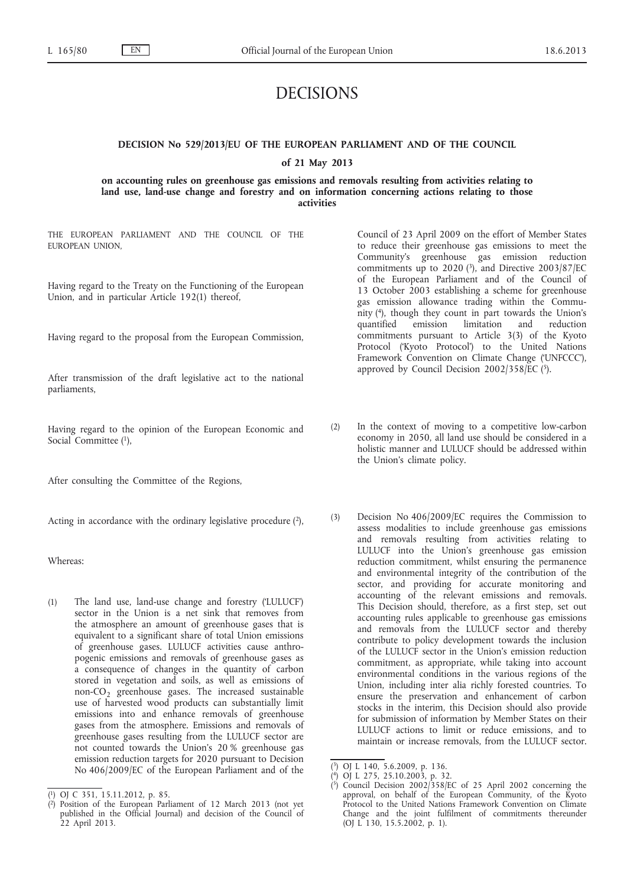# DECISIONS

## DECISION No 529/2013/EU OF THE EUROPEAN PARLIAMENT AND OF THE COUNCIL

### of 21 May 2013

### on accounting rules on greenhouse gas emissions and removals resulting from activities relating to land use, land-use change and forestry and on information concerning actions relating to those activities

THE EUROPEAN PARLIAMENT AND THE COUNCIL OF THE EUROPEAN UNION,

Having regard to the Treaty on the Functioning of the European Union, and in particular Article 192(1) thereof,

Having regard to the proposal from the European Commission,

After transmission of the draft legislative act to the national parliaments,

Having regard to the opinion of the European Economic and Social Committee [1],

After consulting the Committee of the Regions,

Acting in accordance with the ordinary legislative procedure [2],

Whereas:

(1) The land use, land-use change and forestry ('LULUCF') sector in the Union is a net sink that removes from the atmosphere an amount of greenhouse gases that is equivalent to a significant share of total Union emissions of greenhouse gases. LULUCF activities cause anthropogenic emissions and removals of greenhouse gases as a consequence of changes in the quantity of carbon stored in vegetation and soils, as well as emissions of non-$CO_2$ greenhouse gases. The increased sustainable use of harvested wood products can substantially limit emissions into and enhance removals of greenhouse gases from the atmosphere. Emissions and removals of greenhouse gases resulting from the LULUCF sector are not counted towards the Union's 20 % greenhouse gas emission reduction targets for 2020 pursuant to Decision No 406/2009/EC of the European Parliament and of the Council of 23 April 2009 on the effort of Member States to reduce their greenhouse gas emissions to meet the Community's greenhouse gas emission reduction commitments up to 2020 [3], and Directive 2003/87/EC of the European Parliament and of the Council of 13 October 2003 establishing a scheme for greenhouse gas emission allowance trading within the Community [4], though they count in part towards the Union's quantified emission limitation and reduction commitments pursuant to Article 3(3) of the Kyoto Protocol ('Kyoto Protocol') to the United Nations Framework Convention on Climate Change ('UNFCCC'), approved by Council Decision 2002/358/EC [5].

(2) In the context of moving to a competitive low-carbon economy in 2050, all land use should be considered in a holistic manner and LULUCF should be addressed within the Union's climate policy.

(3) Decision No 406/2009/EC requires the Commission to assess modalities to include greenhouse gas emissions and removals resulting from activities relating to LULUCF into the Union's greenhouse gas emission reduction commitment, whilst ensuring the permanence and environmental integrity of the contribution of the sector, and providing for accurate monitoring and accounting of the relevant emissions and removals. This Decision should, therefore, as a first step, set out accounting rules applicable to greenhouse gas emissions and removals from the LULUCF sector and thereby contribute to policy development towards the inclusion of the LULUCF sector in the Union's emission reduction commitment, as appropriate, while taking into account environmental conditions in the various regions of the Union, including inter alia richly forested countries. To ensure the preservation and enhancement of carbon stocks in the interim, this Decision should also provide for submission of information by Member States on their LULUCF actions to limit or reduce emissions, and to maintain or increase removals, from the LULUCF sector.

---

[1] OJ C 351, 15.11.2012, p. 85.

[2] Position of the European Parliament of 12 March 2013 (not yet published in the Official Journal) and decision of the Council of 22 April 2013.

[3] OJ L 140, 5.6.2009, p. 136.

[4] OJ L 275, 25.10.2003, p. 32.

[5] Council Decision 2002/358/EC of 25 April 2002 concerning the approval, on behalf of the European Community, of the Kyoto Protocol to the United Nations Framework Convention on Climate Change and the joint fulfilment of commitments thereunder (OJ L 130, 15.5.2002, p. 1).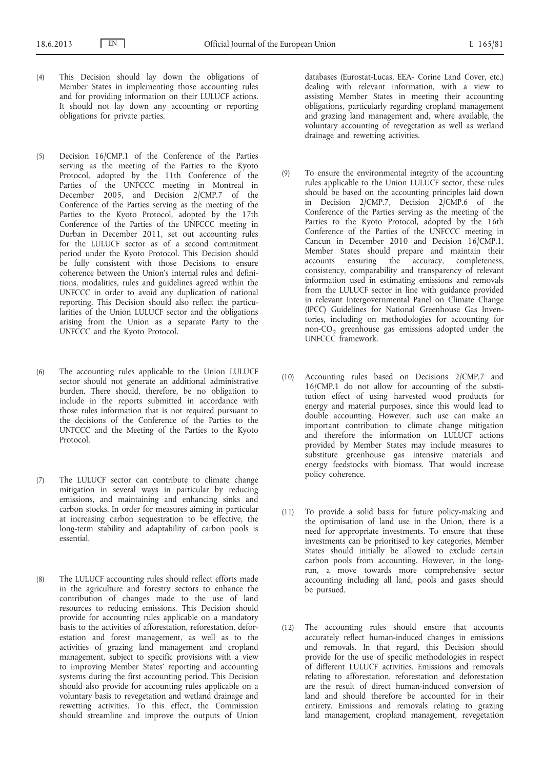(4) This Decision should lay down the obligations of Member States in implementing those accounting rules and for providing information on their LULUCF actions. It should not lay down any accounting or reporting obligations for private parties.

(5) Decision 16/CMP.1 of the Conference of the Parties serving as the meeting of the Parties to the Kyoto Protocol, adopted by the 11th Conference of the Parties of the UNFCCC meeting in Montreal in December 2005, and Decision 2/CMP.7 of the Conference of the Parties serving as the meeting of the Parties to the Kyoto Protocol, adopted by the 17th Conference of the Parties of the UNFCCC meeting in Durban in December 2011, set out accounting rules for the LULUCF sector as of a second commitment period under the Kyoto Protocol. This Decision should be fully consistent with those Decisions to ensure coherence between the Union's internal rules and definitions, modalities, rules and guidelines agreed within the UNFCCC in order to avoid any duplication of national reporting. This Decision should also reflect the particularities of the Union LULUCF sector and the obligations arising from the Union as a separate Party to the UNFCCC and the Kyoto Protocol.

(6) The accounting rules applicable to the Union LULUCF sector should not generate an additional administrative burden. There should, therefore, be no obligation to include in the reports submitted in accordance with those rules information that is not required pursuant to the decisions of the Conference of the Parties to the UNFCCC and the Meeting of the Parties to the Kyoto Protocol.

(7) The LULUCF sector can contribute to climate change mitigation in several ways in particular by reducing emissions, and maintaining and enhancing sinks and carbon stocks. In order for measures aiming in particular at increasing carbon sequestration to be effective, the long-term stability and adaptability of carbon pools is essential.

(8) The LULUCF accounting rules should reflect efforts made in the agriculture and forestry sectors to enhance the contribution of changes made to the use of land resources to reducing emissions. This Decision should provide for accounting rules applicable on a mandatory basis to the activities of afforestation, reforestation, deforestation and forest management, as well as to the activities of grazing land management and cropland management, subject to specific provisions with a view to improving Member States' reporting and accounting systems during the first accounting period. This Decision should also provide for accounting rules applicable on a voluntary basis to revegetation and wetland drainage and rewetting activities. To this effect, the Commission should streamline and improve the outputs of Union databases (Eurostat-Lucas, EEA- Corine Land Cover, etc.) dealing with relevant information, with a view to assisting Member States in meeting their accounting obligations, particularly regarding cropland management and grazing land management and, where available, the voluntary accounting of revegetation as well as wetland drainage and rewetting activities.

(9) To ensure the environmental integrity of the accounting rules applicable to the Union LULUCF sector, these rules should be based on the accounting principles laid down in Decision 2/CMP.7, Decision 2/CMP.6 of the Conference of the Parties serving as the meeting of the Parties to the Kyoto Protocol, adopted by the 16th Conference of the Parties of the UNFCCC meeting in Cancun in December 2010 and Decision 16/CMP.1. Member States should prepare and maintain their accounts ensuring the accuracy, completeness, consistency, comparability and transparency of relevant information used in estimating emissions and removals from the LULUCF sector in line with guidance provided in relevant Intergovernmental Panel on Climate Change (IPCC) Guidelines for National Greenhouse Gas Inventories, including on methodologies for accounting for non-$CO_2$ greenhouse gas emissions adopted under the UNFCCC framework.

(10) Accounting rules based on Decisions 2/CMP.7 and 16/CMP.1 do not allow for accounting of the substitution effect of using harvested wood products for energy and material purposes, since this would lead to double accounting. However, such use can make an important contribution to climate change mitigation and therefore the information on LULUCF actions provided by Member States may include measures to substitute greenhouse gas intensive materials and energy feedstocks with biomass. That would increase policy coherence.

(11) To provide a solid basis for future policy-making and the optimisation of land use in the Union, there is a need for appropriate investments. To ensure that these investments can be prioritised to key categories, Member States should initially be allowed to exclude certain carbon pools from accounting. However, in the long-run, a move towards more comprehensive sector accounting including all land, pools and gases should be pursued.

(12) The accounting rules should ensure that accounts accurately reflect human-induced changes in emissions and removals. In that regard, this Decision should provide for the use of specific methodologies in respect of different LULUCF activities. Emissions and removals relating to afforestation, reforestation and deforestation are the result of direct human-induced conversion of land and should therefore be accounted for in their entirety. Emissions and removals relating to grazing land management, cropland management, revegetation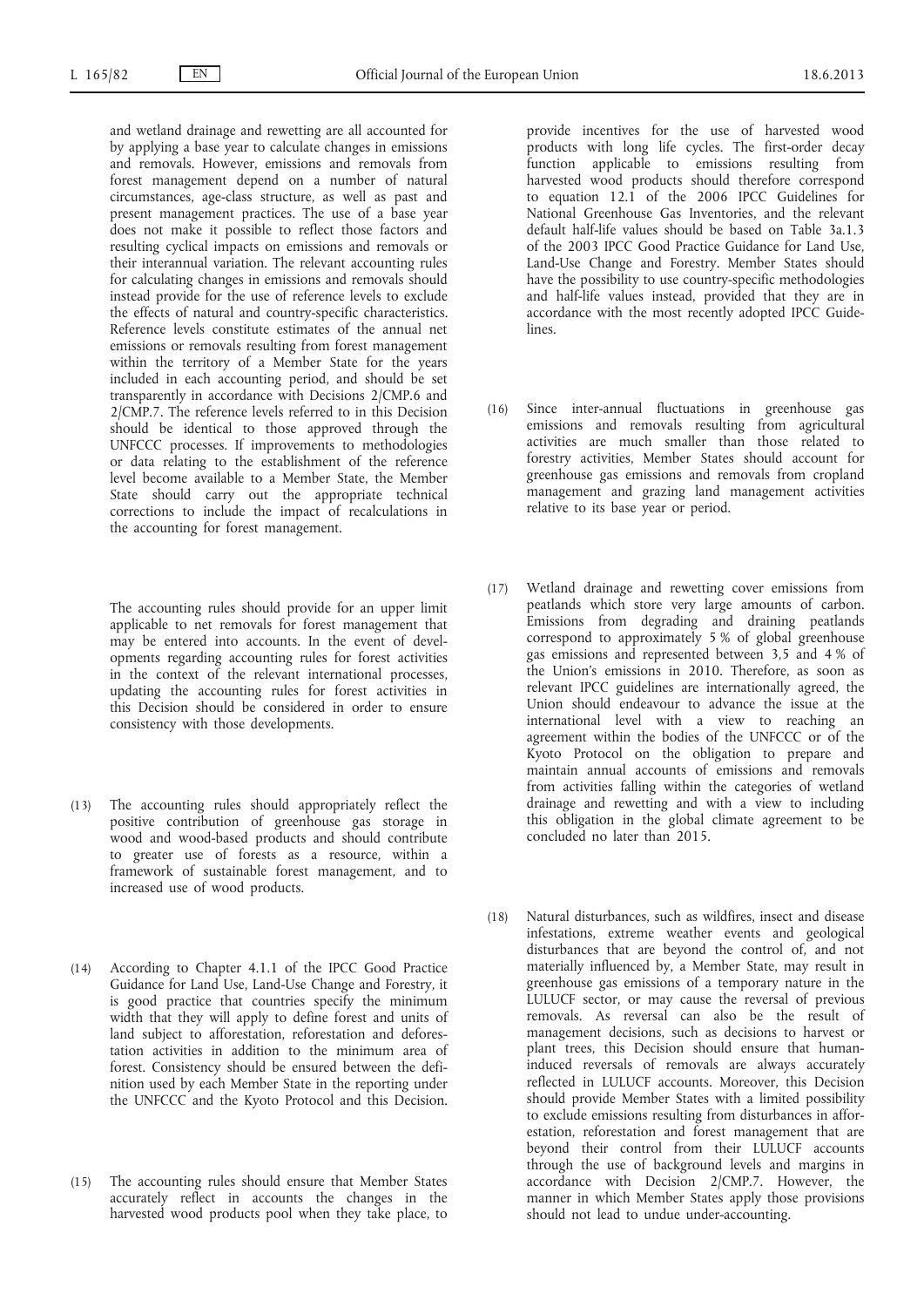and wetland drainage and rewetting are all accounted for by applying a base year to calculate changes in emissions and removals. However, emissions and removals from forest management depend on a number of natural circumstances, age-class structure, as well as past and present management practices. The use of a base year does not make it possible to reflect those factors and resulting cyclical impacts on emissions and removals or their interannual variation. The relevant accounting rules for calculating changes in emissions and removals should instead provide for the use of reference levels to exclude the effects of natural and country-specific characteristics. Reference levels constitute estimates of the annual net emissions or removals resulting from forest management within the territory of a Member State for the years included in each accounting period, and should be set transparently in accordance with Decisions 2/CMP.6 and 2/CMP.7. The reference levels referred to in this Decision should be identical to those approved through the UNFCCC processes. If improvements to methodologies or data relating to the establishment of the reference level become available to a Member State, the Member State should carry out the appropriate technical corrections to include the impact of recalculations in the accounting for forest management.

The accounting rules should provide for an upper limit applicable to net removals for forest management that may be entered into accounts. In the event of developments regarding accounting rules for forest activities in the context of the relevant international processes, updating the accounting rules for forest activities in this Decision should be considered in order to ensure consistency with those developments.

(13) The accounting rules should appropriately reflect the positive contribution of greenhouse gas storage in wood and wood-based products and should contribute to greater use of forests as a resource, within a framework of sustainable forest management, and to increased use of wood products.

(14) According to Chapter 4.1.1 of the IPCC Good Practice Guidance for Land Use, Land-Use Change and Forestry, it is good practice that countries specify the minimum width that they will apply to define forest and units of land subject to afforestation, reforestation and deforestation activities in addition to the minimum area of forest. Consistency should be ensured between the definition used by each Member State in the reporting under the UNFCCC and the Kyoto Protocol and this Decision.

(15) The accounting rules should ensure that Member States accurately reflect in accounts the changes in the harvested wood products pool when they take place, to provide incentives for the use of harvested wood products with long life cycles. The first-order decay function applicable to emissions resulting from harvested wood products should therefore correspond to equation 12.1 of the 2006 IPCC Guidelines for National Greenhouse Gas Inventories, and the relevant default half-life values should be based on Table 3a.1.3 of the 2003 IPCC Good Practice Guidance for Land Use, Land-Use Change and Forestry. Member States should have the possibility to use country-specific methodologies and half-life values instead, provided that they are in accordance with the most recently adopted IPCC Guidelines.

(16) Since inter-annual fluctuations in greenhouse gas emissions and removals resulting from agricultural activities are much smaller than those related to forestry activities, Member States should account for greenhouse gas emissions and removals from cropland management and grazing land management activities relative to its base year or period.

(17) Wetland drainage and rewetting cover emissions from peatlands which store very large amounts of carbon. Emissions from degrading and draining peatlands correspond to approximately 5 % of global greenhouse gas emissions and represented between 3,5 and 4 % of the Union's emissions in 2010. Therefore, as soon as relevant IPCC guidelines are internationally agreed, the Union should endeavour to advance the issue at the international level with a view to reaching an agreement within the bodies of the UNFCCC or of the Kyoto Protocol on the obligation to prepare and maintain annual accounts of emissions and removals from activities falling within the categories of wetland drainage and rewetting and with a view to including this obligation in the global climate agreement to be concluded no later than 2015.

(18) Natural disturbances, such as wildfires, insect and disease infestations, extreme weather events and geological disturbances that are beyond the control of, and not materially influenced by, a Member State, may result in greenhouse gas emissions of a temporary nature in the LULUCF sector, or may cause the reversal of previous removals. As reversal can also be the result of management decisions, such as decisions to harvest or plant trees, this Decision should ensure that human-induced reversals of removals are always accurately reflected in LULUCF accounts. Moreover, this Decision should provide Member States with a limited possibility to exclude emissions resulting from disturbances in afforestation, reforestation and forest management that are beyond their control from their LULUCF accounts through the use of background levels and margins in accordance with Decision 2/CMP.7. However, the manner in which Member States apply those provisions should not lead to undue under-accounting.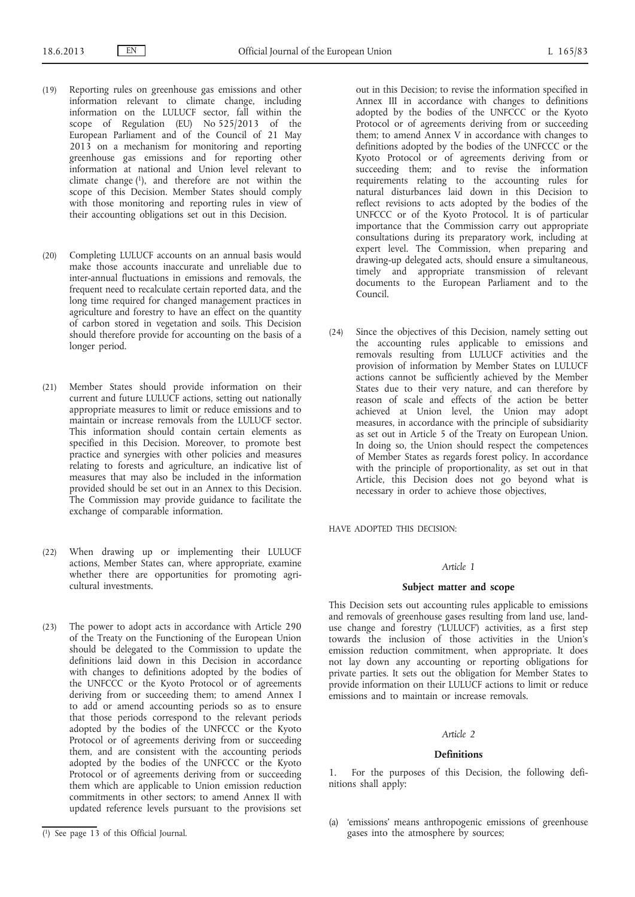(19) Reporting rules on greenhouse gas emissions and other information relevant to climate change, including information on the LULUCF sector, fall within the scope of Regulation (EU) No 525/2013 of the European Parliament and of the Council of 21 May 2013 on a mechanism for monitoring and reporting greenhouse gas emissions and for reporting other information at national and Union level relevant to climate change [1], and therefore are not within the scope of this Decision. Member States should comply with those monitoring and reporting rules in view of their accounting obligations set out in this Decision.

(20) Completing LULUCF accounts on an annual basis would make those accounts inaccurate and unreliable due to inter-annual fluctuations in emissions and removals, the frequent need to recalculate certain reported data, and the long time required for changed management practices in agriculture and forestry to have an effect on the quantity of carbon stored in vegetation and soils. This Decision should therefore provide for accounting on the basis of a longer period.

(21) Member States should provide information on their current and future LULUCF actions, setting out nationally appropriate measures to limit or reduce emissions and to maintain or increase removals from the LULUCF sector. This information should contain certain elements as specified in this Decision. Moreover, to promote best practice and synergies with other policies and measures relating to forests and agriculture, an indicative list of measures that may also be included in the information provided should be set out in an Annex to this Decision. The Commission may provide guidance to facilitate the exchange of comparable information.

(22) When drawing up or implementing their LULUCF actions, Member States can, where appropriate, examine whether there are opportunities for promoting agricultural investments.

(23) The power to adopt acts in accordance with Article 290 of the Treaty on the Functioning of the European Union should be delegated to the Commission to update the definitions laid down in this Decision in accordance with changes to definitions adopted by the bodies of the UNFCCC or the Kyoto Protocol or of agreements deriving from or succeeding them; to amend Annex I to add or amend accounting periods so as to ensure that those periods correspond to the relevant periods adopted by the bodies of the UNFCCC or the Kyoto Protocol or of agreements deriving from or succeeding them, and are consistent with the accounting periods adopted by the bodies of the UNFCCC or the Kyoto Protocol or of agreements deriving from or succeeding them which are applicable to Union emission reduction commitments in other sectors; to amend Annex II with updated reference levels pursuant to the provisions set out in this Decision; to revise the information specified in Annex III in accordance with changes to definitions adopted by the bodies of the UNFCCC or the Kyoto Protocol or of agreements deriving from or succeeding them; to amend Annex V in accordance with changes to definitions adopted by the bodies of the UNFCCC or the Kyoto Protocol or of agreements deriving from or succeeding them; and to revise the information requirements relating to the accounting rules for natural disturbances laid down in this Decision to reflect revisions to acts adopted by the bodies of the UNFCCC or of the Kyoto Protocol. It is of particular importance that the Commission carry out appropriate consultations during its preparatory work, including at expert level. The Commission, when preparing and drawing-up delegated acts, should ensure a simultaneous, timely and appropriate transmission of relevant documents to the European Parliament and to the Council.

(24) Since the objectives of this Decision, namely setting out the accounting rules applicable to emissions and removals resulting from LULUCF activities and the provision of information by Member States on LULUCF actions cannot be sufficiently achieved by the Member States due to their very nature, and can therefore by reason of scale and effects of the action be better achieved at Union level, the Union may adopt measures, in accordance with the principle of subsidiarity as set out in Article 5 of the Treaty on European Union. In doing so, the Union should respect the competences of Member States as regards forest policy. In accordance with the principle of proportionality, as set out in that Article, this Decision does not go beyond what is necessary in order to achieve those objectives,

HAVE ADOPTED THIS DECISION:

*Article 1*

**Subject matter and scope**

This Decision sets out accounting rules applicable to emissions and removals of greenhouse gases resulting from land use, land-use change and forestry ('LULUCF') activities, as a first step towards the inclusion of those activities in the Union's emission reduction commitment, when appropriate. It does not lay down any accounting or reporting obligations for private parties. It sets out the obligation for Member States to provide information on their LULUCF actions to limit or reduce emissions and to maintain or increase removals.

*Article 2*

**Definitions**

1. For the purposes of this Decision, the following definitions shall apply:

(a) 'emissions' means anthropogenic emissions of greenhouse gases into the atmosphere by sources;

[1] See page 13 of this Official Journal.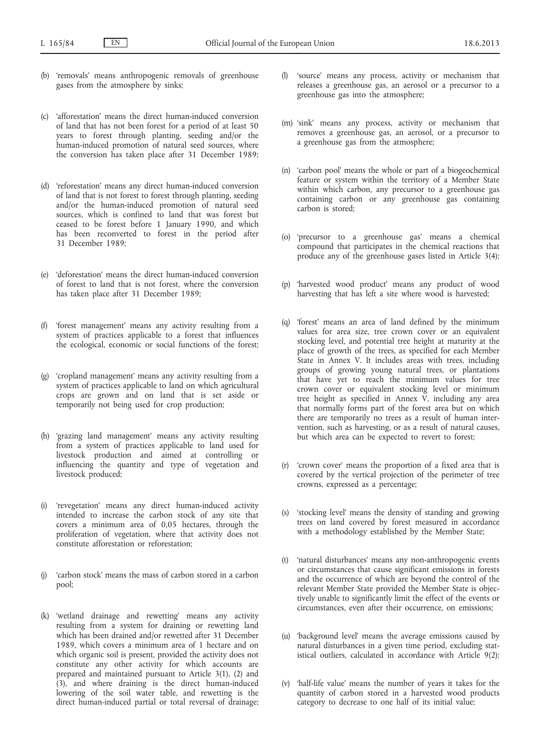(b) 'removals' means anthropogenic removals of greenhouse gases from the atmosphere by sinks;

(c) 'afforestation' means the direct human-induced conversion of land that has not been forest for a period of at least 50 years to forest through planting, seeding and/or the human-induced promotion of natural seed sources, where the conversion has taken place after 31 December 1989;

(d) 'reforestation' means any direct human-induced conversion of land that is not forest to forest through planting, seeding and/or the human-induced promotion of natural seed sources, which is confined to land that was forest but ceased to be forest before 1 January 1990, and which has been reconverted to forest in the period after 31 December 1989;

(e) 'deforestation' means the direct human-induced conversion of forest to land that is not forest, where the conversion has taken place after 31 December 1989;

(f) 'forest management' means any activity resulting from a system of practices applicable to a forest that influences the ecological, economic or social functions of the forest;

(g) 'cropland management' means any activity resulting from a system of practices applicable to land on which agricultural crops are grown and on land that is set aside or temporarily not being used for crop production;

(h) 'grazing land management' means any activity resulting from a system of practices applicable to land used for livestock production and aimed at controlling or influencing the quantity and type of vegetation and livestock produced;

(i) 'revegetation' means any direct human-induced activity intended to increase the carbon stock of any site that covers a minimum area of 0,05 hectares, through the proliferation of vegetation, where that activity does not constitute afforestation or reforestation;

(j) 'carbon stock' means the mass of carbon stored in a carbon pool;

(k) 'wetland drainage and rewetting' means any activity resulting from a system for draining or rewetting land which has been drained and/or rewetted after 31 December 1989, which covers a minimum area of 1 hectare and on which organic soil is present, provided the activity does not constitute any other activity for which accounts are prepared and maintained pursuant to Article 3(1), (2) and (3), and where draining is the direct human-induced lowering of the soil water table, and rewetting is the direct human-induced partial or total reversal of drainage;

(l) 'source' means any process, activity or mechanism that releases a greenhouse gas, an aerosol or a precursor to a greenhouse gas into the atmosphere;

(m) 'sink' means any process, activity or mechanism that removes a greenhouse gas, an aerosol, or a precursor to a greenhouse gas from the atmosphere;

(n) 'carbon pool' means the whole or part of a biogeochemical feature or system within the territory of a Member State within which carbon, any precursor to a greenhouse gas containing carbon or any greenhouse gas containing carbon is stored;

(o) 'precursor to a greenhouse gas' means a chemical compound that participates in the chemical reactions that produce any of the greenhouse gases listed in Article 3(4);

(p) 'harvested wood product' means any product of wood harvesting that has left a site where wood is harvested;

(q) 'forest' means an area of land defined by the minimum values for area size, tree crown cover or an equivalent stocking level, and potential tree height at maturity at the place of growth of the trees, as specified for each Member State in Annex V. It includes areas with trees, including groups of growing young natural trees, or plantations that have yet to reach the minimum values for tree crown cover or equivalent stocking level or minimum tree height as specified in Annex V, including any area that normally forms part of the forest area but on which there are temporarily no trees as a result of human intervention, such as harvesting, or as a result of natural causes, but which area can be expected to revert to forest;

(r) 'crown cover' means the proportion of a fixed area that is covered by the vertical projection of the perimeter of tree crowns, expressed as a percentage;

(s) 'stocking level' means the density of standing and growing trees on land covered by forest measured in accordance with a methodology established by the Member State;

(t) 'natural disturbances' means any non-anthropogenic events or circumstances that cause significant emissions in forests and the occurrence of which are beyond the control of the relevant Member State provided the Member State is objectively unable to significantly limit the effect of the events or circumstances, even after their occurrence, on emissions;

(u) 'background level' means the average emissions caused by natural disturbances in a given time period, excluding statistical outliers, calculated in accordance with Article 9(2);

(v) 'half-life value' means the number of years it takes for the quantity of carbon stored in a harvested wood products category to decrease to one half of its initial value;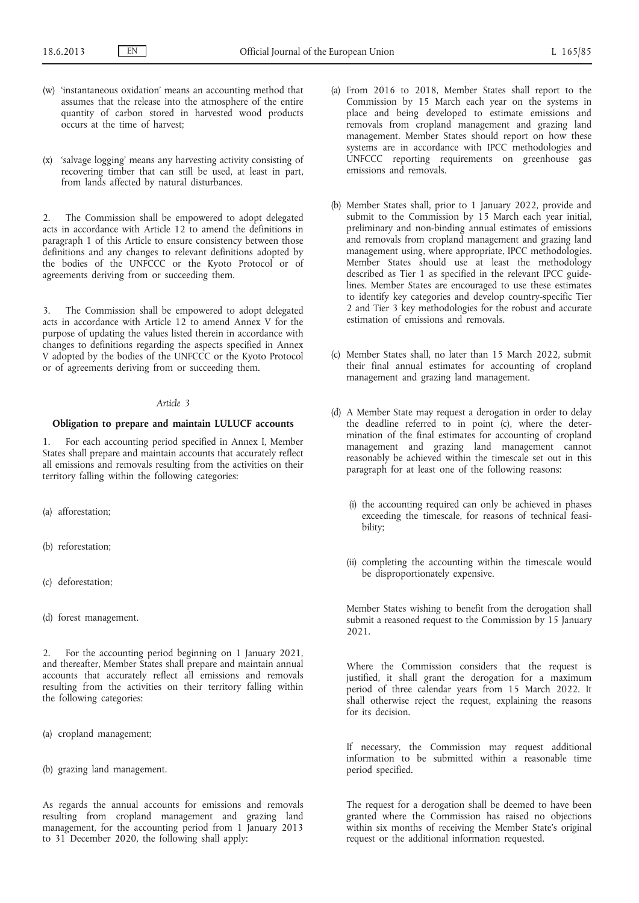(w) 'instantaneous oxidation' means an accounting method that assumes that the release into the atmosphere of the entire quantity of carbon stored in harvested wood products occurs at the time of harvest;

(x) 'salvage logging' means any harvesting activity consisting of recovering timber that can still be used, at least in part, from lands affected by natural disturbances.

2. The Commission shall be empowered to adopt delegated acts in accordance with Article 12 to amend the definitions in paragraph 1 of this Article to ensure consistency between those definitions and any changes to relevant definitions adopted by the bodies of the UNFCCC or the Kyoto Protocol or of agreements deriving from or succeeding them.

3. The Commission shall be empowered to adopt delegated acts in accordance with Article 12 to amend Annex V for the purpose of updating the values listed therein in accordance with changes to definitions regarding the aspects specified in Annex V adopted by the bodies of the UNFCCC or the Kyoto Protocol or of agreements deriving from or succeeding them.

*Article 3*

**Obligation to prepare and maintain LULUCF accounts**

1. For each accounting period specified in Annex I, Member States shall prepare and maintain accounts that accurately reflect all emissions and removals resulting from the activities on their territory falling within the following categories:

(a) afforestation;

(b) reforestation;

(c) deforestation;

(d) forest management.

2. For the accounting period beginning on 1 January 2021, and thereafter, Member States shall prepare and maintain annual accounts that accurately reflect all emissions and removals resulting from the activities on their territory falling within the following categories:

(a) cropland management;

(b) grazing land management.

As regards the annual accounts for emissions and removals resulting from cropland management and grazing land management, for the accounting period from 1 January 2013 to 31 December 2020, the following shall apply:

(a) From 2016 to 2018, Member States shall report to the Commission by 15 March each year on the systems in place and being developed to estimate emissions and removals from cropland management and grazing land management. Member States should report on how these systems are in accordance with IPCC methodologies and UNFCCC reporting requirements on greenhouse gas emissions and removals.

(b) Member States shall, prior to 1 January 2022, provide and submit to the Commission by 15 March each year initial, preliminary and non-binding annual estimates of emissions and removals from cropland management and grazing land management using, where appropriate, IPCC methodologies. Member States should use at least the methodology described as Tier 1 as specified in the relevant IPCC guidelines. Member States are encouraged to use these estimates to identify key categories and develop country-specific Tier 2 and Tier 3 key methodologies for the robust and accurate estimation of emissions and removals.

(c) Member States shall, no later than 15 March 2022, submit their final annual estimates for accounting of cropland management and grazing land management.

(d) A Member State may request a derogation in order to delay the deadline referred to in point (c), where the determination of the final estimates for accounting of cropland management and grazing land management cannot reasonably be achieved within the timescale set out in this paragraph for at least one of the following reasons:

(i) the accounting required can only be achieved in phases exceeding the timescale, for reasons of technical feasibility;

(ii) completing the accounting within the timescale would be disproportionately expensive.

Member States wishing to benefit from the derogation shall submit a reasoned request to the Commission by 15 January 2021.

Where the Commission considers that the request is justified, it shall grant the derogation for a maximum period of three calendar years from 15 March 2022. It shall otherwise reject the request, explaining the reasons for its decision.

If necessary, the Commission may request additional information to be submitted within a reasonable time period specified.

The request for a derogation shall be deemed to have been granted where the Commission has raised no objections within six months of receiving the Member State's original request or the additional information requested.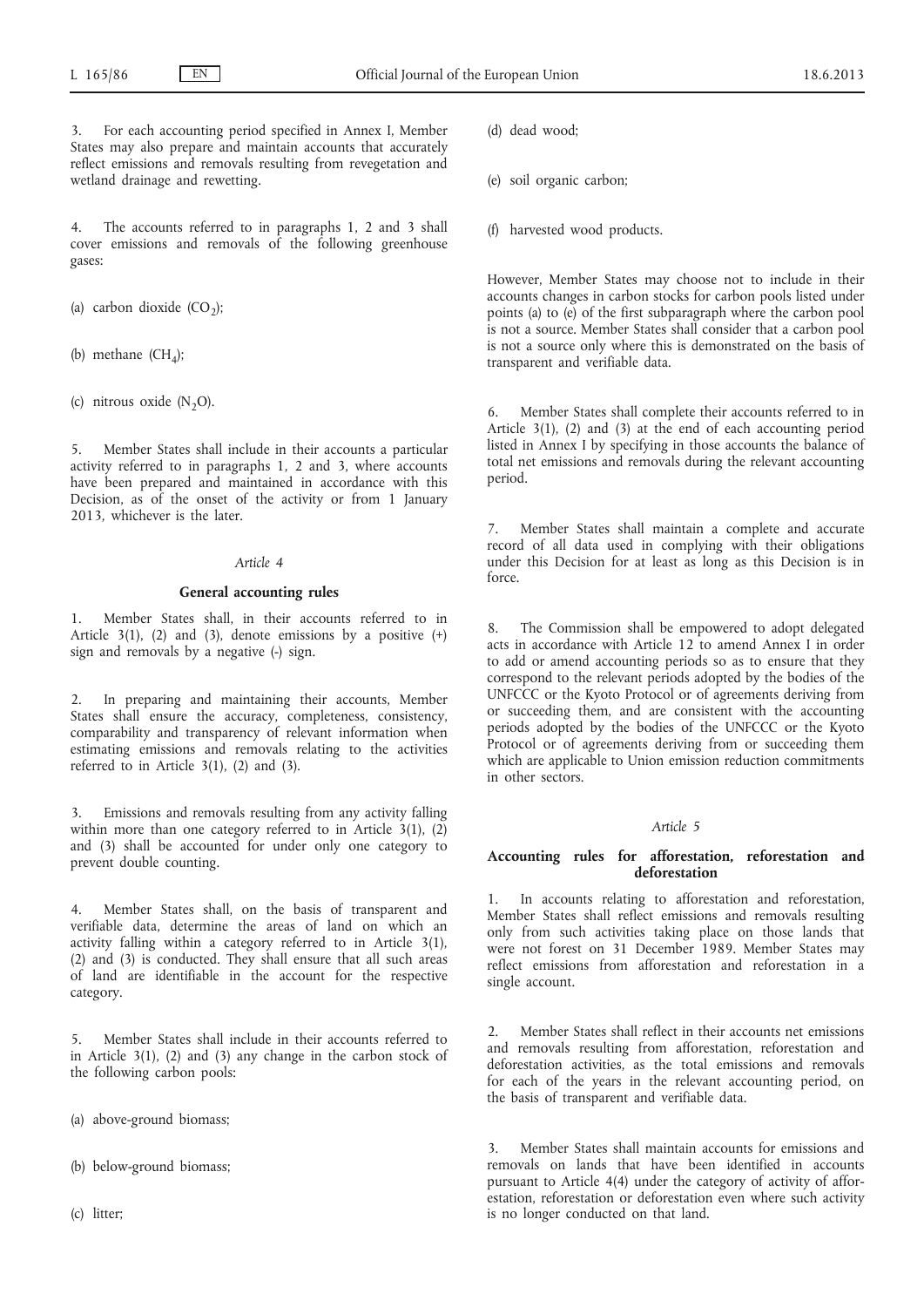3. For each accounting period specified in Annex I, Member States may also prepare and maintain accounts that accurately reflect emissions and removals resulting from revegetation and wetland drainage and rewetting.

4. The accounts referred to in paragraphs 1, 2 and 3 shall cover emissions and removals of the following greenhouse gases:

(a) carbon dioxide ($CO_2$);

(b) methane ($CH_4$);

(c) nitrous oxide ($N_2O$).

5. Member States shall include in their accounts a particular activity referred to in paragraphs 1, 2 and 3, where accounts have been prepared and maintained in accordance with this Decision, as of the onset of the activity or from 1 January 2013, whichever is the later.

*Article 4*

**General accounting rules**

1. Member States shall, in their accounts referred to in Article 3(1), (2) and (3), denote emissions by a positive (+) sign and removals by a negative (-) sign.

2. In preparing and maintaining their accounts, Member States shall ensure the accuracy, completeness, consistency, comparability and transparency of relevant information when estimating emissions and removals relating to the activities referred to in Article 3(1), (2) and (3).

3. Emissions and removals resulting from any activity falling within more than one category referred to in Article 3(1), (2) and (3) shall be accounted for under only one category to prevent double counting.

4. Member States shall, on the basis of transparent and verifiable data, determine the areas of land on which an activity falling within a category referred to in Article 3(1), (2) and (3) is conducted. They shall ensure that all such areas of land are identifiable in the account for the respective category.

5. Member States shall include in their accounts referred to in Article 3(1), (2) and (3) any change in the carbon stock of the following carbon pools:

(a) above-ground biomass;

(b) below-ground biomass;

(c) litter;

(d) dead wood;

(e) soil organic carbon;

(f) harvested wood products.

However, Member States may choose not to include in their accounts changes in carbon stocks for carbon pools listed under points (a) to (e) of the first subparagraph where the carbon pool is not a source. Member States shall consider that a carbon pool is not a source only where this is demonstrated on the basis of transparent and verifiable data.

6. Member States shall complete their accounts referred to in Article 3(1), (2) and (3) at the end of each accounting period listed in Annex I by specifying in those accounts the balance of total net emissions and removals during the relevant accounting period.

7. Member States shall maintain a complete and accurate record of all data used in complying with their obligations under this Decision for at least as long as this Decision is in force.

8. The Commission shall be empowered to adopt delegated acts in accordance with Article 12 to amend Annex I in order to add or amend accounting periods so as to ensure that they correspond to the relevant periods adopted by the bodies of the UNFCCC or the Kyoto Protocol or of agreements deriving from or succeeding them, and are consistent with the accounting periods adopted by the bodies of the UNFCCC or the Kyoto Protocol or of agreements deriving from or succeeding them which are applicable to Union emission reduction commitments in other sectors.

*Article 5*

**Accounting rules for afforestation, reforestation and deforestation**

1. In accounts relating to afforestation and reforestation, Member States shall reflect emissions and removals resulting only from such activities taking place on those lands that were not forest on 31 December 1989. Member States may reflect emissions from afforestation and reforestation in a single account.

2. Member States shall reflect in their accounts net emissions and removals resulting from afforestation, reforestation and deforestation activities, as the total emissions and removals for each of the years in the relevant accounting period, on the basis of transparent and verifiable data.

3. Member States shall maintain accounts for emissions and removals on lands that have been identified in accounts pursuant to Article 4(4) under the category of activity of afforestation, reforestation or deforestation even where such activity is no longer conducted on that land.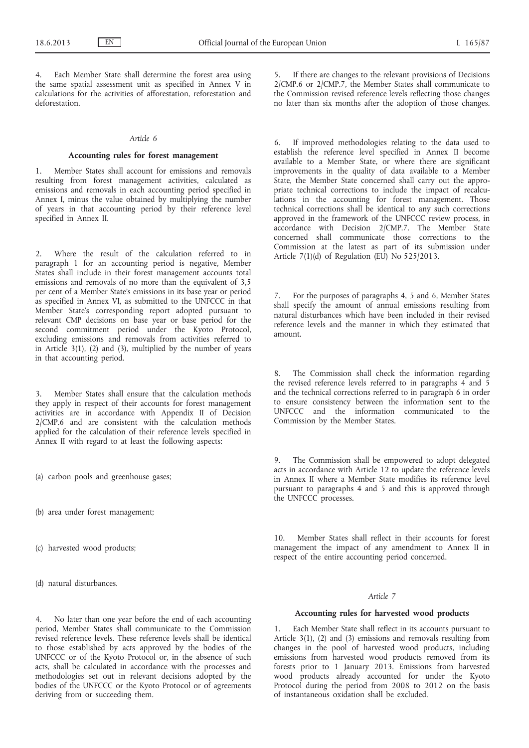4. Each Member State shall determine the forest area using the same spatial assessment unit as specified in Annex V in calculations for the activities of afforestation, reforestation and deforestation.

*Article 6*

**Accounting rules for forest management**

1. Member States shall account for emissions and removals resulting from forest management activities, calculated as emissions and removals in each accounting period specified in Annex I, minus the value obtained by multiplying the number of years in that accounting period by their reference level specified in Annex II.

2. Where the result of the calculation referred to in paragraph 1 for an accounting period is negative, Member States shall include in their forest management accounts total emissions and removals of no more than the equivalent of 3,5 per cent of a Member State's emissions in its base year or period as specified in Annex VI, as submitted to the UNFCCC in that Member State's corresponding report adopted pursuant to relevant CMP decisions on base year or base period for the second commitment period under the Kyoto Protocol, excluding emissions and removals from activities referred to in Article 3(1), (2) and (3), multiplied by the number of years in that accounting period.

3. Member States shall ensure that the calculation methods they apply in respect of their accounts for forest management activities are in accordance with Appendix II of Decision 2/CMP.6 and are consistent with the calculation methods applied for the calculation of their reference levels specified in Annex II with regard to at least the following aspects:

(a) carbon pools and greenhouse gases;

(b) area under forest management;

(c) harvested wood products;

(d) natural disturbances.

4. No later than one year before the end of each accounting period, Member States shall communicate to the Commission revised reference levels. These reference levels shall be identical to those established by acts approved by the bodies of the UNFCCC or of the Kyoto Protocol or, in the absence of such acts, shall be calculated in accordance with the processes and methodologies set out in relevant decisions adopted by the bodies of the UNFCCC or the Kyoto Protocol or of agreements deriving from or succeeding them.

5. If there are changes to the relevant provisions of Decisions 2/CMP.6 or 2/CMP.7, the Member States shall communicate to the Commission revised reference levels reflecting those changes no later than six months after the adoption of those changes.

6. If improved methodologies relating to the data used to establish the reference level specified in Annex II become available to a Member State, or where there are significant improvements in the quality of data available to a Member State, the Member State concerned shall carry out the appropriate technical corrections to include the impact of recalculations in the accounting for forest management. Those technical corrections shall be identical to any such corrections approved in the framework of the UNFCCC review process, in accordance with Decision 2/CMP.7. The Member State concerned shall communicate those corrections to the Commission at the latest as part of its submission under Article 7(1)(d) of Regulation (EU) No 525/2013.

7. For the purposes of paragraphs 4, 5 and 6, Member States shall specify the amount of annual emissions resulting from natural disturbances which have been included in their revised reference levels and the manner in which they estimated that amount.

8. The Commission shall check the information regarding the revised reference levels referred to in paragraphs 4 and 5 and the technical corrections referred to in paragraph 6 in order to ensure consistency between the information sent to the UNFCCC and the information communicated to the Commission by the Member States.

9. The Commission shall be empowered to adopt delegated acts in accordance with Article 12 to update the reference levels in Annex II where a Member State modifies its reference level pursuant to paragraphs 4 and 5 and this is approved through the UNFCCC processes.

10. Member States shall reflect in their accounts for forest management the impact of any amendment to Annex II in respect of the entire accounting period concerned.

*Article 7*

**Accounting rules for harvested wood products**

1. Each Member State shall reflect in its accounts pursuant to Article 3(1), (2) and (3) emissions and removals resulting from changes in the pool of harvested wood products, including emissions from harvested wood products removed from its forests prior to 1 January 2013. Emissions from harvested wood products already accounted for under the Kyoto Protocol during the period from 2008 to 2012 on the basis of instantaneous oxidation shall be excluded.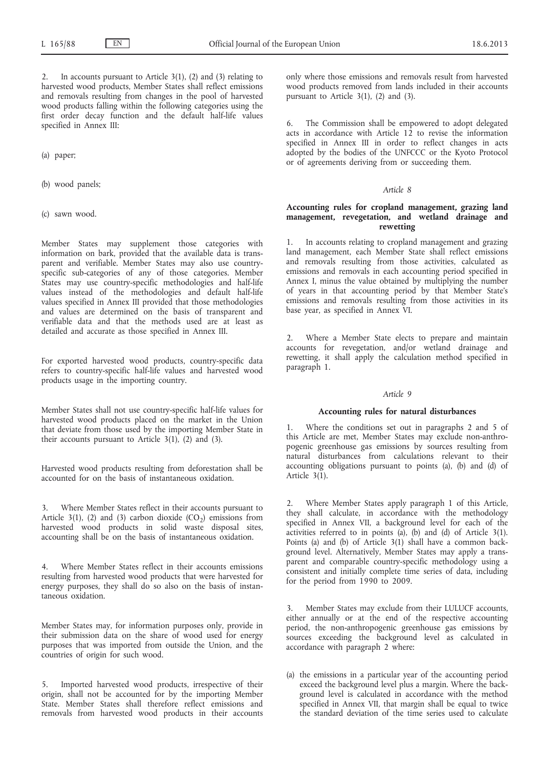2. In accounts pursuant to Article 3(1), (2) and (3) relating to harvested wood products, Member States shall reflect emissions and removals resulting from changes in the pool of harvested wood products falling within the following categories using the first order decay function and the default half-life values specified in Annex III:

(a) paper;

(b) wood panels;

(c) sawn wood.

Member States may supplement those categories with information on bark, provided that the available data is transparent and verifiable. Member States may also use country-specific sub-categories of any of those categories. Member States may use country-specific methodologies and half-life values instead of the methodologies and default half-life values specified in Annex III provided that those methodologies and values are determined on the basis of transparent and verifiable data and that the methods used are at least as detailed and accurate as those specified in Annex III.

For exported harvested wood products, country-specific data refers to country-specific half-life values and harvested wood products usage in the importing country.

Member States shall not use country-specific half-life values for harvested wood products placed on the market in the Union that deviate from those used by the importing Member State in their accounts pursuant to Article 3(1), (2) and (3).

Harvested wood products resulting from deforestation shall be accounted for on the basis of instantaneous oxidation.

3. Where Member States reflect in their accounts pursuant to Article 3(1), (2) and (3) carbon dioxide ($CO_2$) emissions from harvested wood products in solid waste disposal sites, accounting shall be on the basis of instantaneous oxidation.

4. Where Member States reflect in their accounts emissions resulting from harvested wood products that were harvested for energy purposes, they shall do so also on the basis of instantaneous oxidation.

Member States may, for information purposes only, provide in their submission data on the share of wood used for energy purposes that was imported from outside the Union, and the countries of origin for such wood.

5. Imported harvested wood products, irrespective of their origin, shall not be accounted for by the importing Member State. Member States shall therefore reflect emissions and removals from harvested wood products in their accounts only where those emissions and removals result from harvested wood products removed from lands included in their accounts pursuant to Article 3(1), (2) and (3).

6. The Commission shall be empowered to adopt delegated acts in accordance with Article 12 to revise the information specified in Annex III in order to reflect changes in acts adopted by the bodies of the UNFCCC or the Kyoto Protocol or of agreements deriving from or succeeding them.

*Article 8*

**Accounting rules for cropland management, grazing land management, revegetation, and wetland drainage and rewetting**

1. In accounts relating to cropland management and grazing land management, each Member State shall reflect emissions and removals resulting from those activities, calculated as emissions and removals in each accounting period specified in Annex I, minus the value obtained by multiplying the number of years in that accounting period by that Member State's emissions and removals resulting from those activities in its base year, as specified in Annex VI.

2. Where a Member State elects to prepare and maintain accounts for revegetation, and/or wetland drainage and rewetting, it shall apply the calculation method specified in paragraph 1.

*Article 9*

**Accounting rules for natural disturbances**

1. Where the conditions set out in paragraphs 2 and 5 of this Article are met, Member States may exclude non-anthropogenic greenhouse gas emissions by sources resulting from natural disturbances from calculations relevant to their accounting obligations pursuant to points (a), (b) and (d) of Article 3(1).

2. Where Member States apply paragraph 1 of this Article, they shall calculate, in accordance with the methodology specified in Annex VII, a background level for each of the activities referred to in points (a), (b) and (d) of Article 3(1). Points (a) and (b) of Article 3(1) shall have a common background level. Alternatively, Member States may apply a transparent and comparable country-specific methodology using a consistent and initially complete time series of data, including for the period from 1990 to 2009.

3. Member States may exclude from their LULUCF accounts, either annually or at the end of the respective accounting period, the non-anthropogenic greenhouse gas emissions by sources exceeding the background level as calculated in accordance with paragraph 2 where:

(a) the emissions in a particular year of the accounting period exceed the background level plus a margin. Where the background level is calculated in accordance with the method specified in Annex VII, that margin shall be equal to twice the standard deviation of the time series used to calculate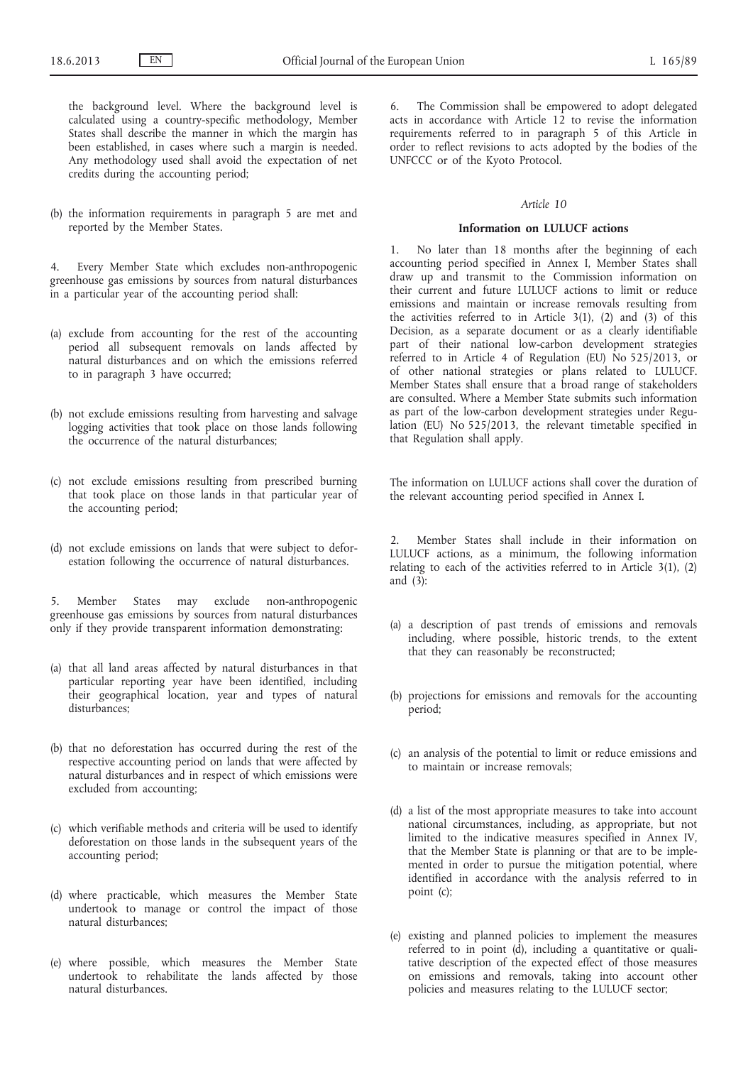the background level. Where the background level is calculated using a country-specific methodology, Member States shall describe the manner in which the margin has been established, in cases where such a margin is needed. Any methodology used shall avoid the expectation of net credits during the accounting period;

(b) the information requirements in paragraph 5 are met and reported by the Member States.

4. Every Member State which excludes non-anthropogenic greenhouse gas emissions by sources from natural disturbances in a particular year of the accounting period shall:

(a) exclude from accounting for the rest of the accounting period all subsequent removals on lands affected by natural disturbances and on which the emissions referred to in paragraph 3 have occurred;

(b) not exclude emissions resulting from harvesting and salvage logging activities that took place on those lands following the occurrence of the natural disturbances;

(c) not exclude emissions resulting from prescribed burning that took place on those lands in that particular year of the accounting period;

(d) not exclude emissions on lands that were subject to deforestation following the occurrence of natural disturbances.

5. Member States may exclude non-anthropogenic greenhouse gas emissions by sources from natural disturbances only if they provide transparent information demonstrating:

(a) that all land areas affected by natural disturbances in that particular reporting year have been identified, including their geographical location, year and types of natural disturbances;

(b) that no deforestation has occurred during the rest of the respective accounting period on lands that were affected by natural disturbances and in respect of which emissions were excluded from accounting;

(c) which verifiable methods and criteria will be used to identify deforestation on those lands in the subsequent years of the accounting period;

(d) where practicable, which measures the Member State undertook to manage or control the impact of those natural disturbances;

(e) where possible, which measures the Member State undertook to rehabilitate the lands affected by those natural disturbances.

6. The Commission shall be empowered to adopt delegated acts in accordance with Article 12 to revise the information requirements referred to in paragraph 5 of this Article in order to reflect revisions to acts adopted by the bodies of the UNFCCC or of the Kyoto Protocol.

*Article 10*

**Information on LULUCF actions**

1. No later than 18 months after the beginning of each accounting period specified in Annex I, Member States shall draw up and transmit to the Commission information on their current and future LULUCF actions to limit or reduce emissions and maintain or increase removals resulting from the activities referred to in Article 3(1), (2) and (3) of this Decision, as a separate document or as a clearly identifiable part of their national low-carbon development strategies referred to in Article 4 of Regulation (EU) No 525/2013, or of other national strategies or plans related to LULUCF. Member States shall ensure that a broad range of stakeholders are consulted. Where a Member State submits such information as part of the low-carbon development strategies under Regulation (EU) No 525/2013, the relevant timetable specified in that Regulation shall apply.

The information on LULUCF actions shall cover the duration of the relevant accounting period specified in Annex I.

2. Member States shall include in their information on LULUCF actions, as a minimum, the following information relating to each of the activities referred to in Article 3(1), (2) and (3):

(a) a description of past trends of emissions and removals including, where possible, historic trends, to the extent that they can reasonably be reconstructed;

(b) projections for emissions and removals for the accounting period;

(c) an analysis of the potential to limit or reduce emissions and to maintain or increase removals;

(d) a list of the most appropriate measures to take into account national circumstances, including, as appropriate, but not limited to the indicative measures specified in Annex IV, that the Member State is planning or that are to be implemented in order to pursue the mitigation potential, where identified in accordance with the analysis referred to in point (c);

(e) existing and planned policies to implement the measures referred to in point (d), including a quantitative or qualitative description of the expected effect of those measures on emissions and removals, taking into account other policies and measures relating to the LULUCF sector;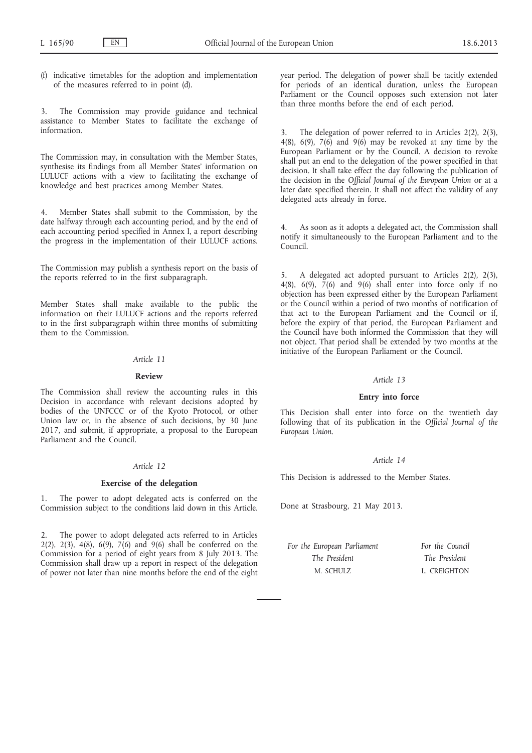(f) indicative timetables for the adoption and implementation of the measures referred to in point (d).

3. The Commission may provide guidance and technical assistance to Member States to facilitate the exchange of information.

The Commission may, in consultation with the Member States, synthesise its findings from all Member States' information on LULUCF actions with a view to facilitating the exchange of knowledge and best practices among Member States.

4. Member States shall submit to the Commission, by the date halfway through each accounting period, and by the end of each accounting period specified in Annex I, a report describing the progress in the implementation of their LULUCF actions.

The Commission may publish a synthesis report on the basis of the reports referred to in the first subparagraph.

Member States shall make available to the public the information on their LULUCF actions and the reports referred to in the first subparagraph within three months of submitting them to the Commission.

*Article 11*

**Review**

The Commission shall review the accounting rules in this Decision in accordance with relevant decisions adopted by bodies of the UNFCCC or of the Kyoto Protocol, or other Union law or, in the absence of such decisions, by 30 June 2017, and submit, if appropriate, a proposal to the European Parliament and the Council.

*Article 12*

**Exercise of the delegation**

1. The power to adopt delegated acts is conferred on the Commission subject to the conditions laid down in this Article.

2. The power to adopt delegated acts referred to in Articles 2(2), 2(3), 4(8), 6(9), 7(6) and 9(6) shall be conferred on the Commission for a period of eight years from 8 July 2013. The Commission shall draw up a report in respect of the delegation of power not later than nine months before the end of the eight year period. The delegation of power shall be tacitly extended for periods of an identical duration, unless the European Parliament or the Council opposes such extension not later than three months before the end of each period.

3. The delegation of power referred to in Articles 2(2), 2(3), 4(8), 6(9), 7(6) and 9(6) may be revoked at any time by the European Parliament or by the Council. A decision to revoke shall put an end to the delegation of the power specified in that decision. It shall take effect the day following the publication of the decision in the *Official Journal of the European Union* or at a later date specified therein. It shall not affect the validity of any delegated acts already in force.

4. As soon as it adopts a delegated act, the Commission shall notify it simultaneously to the European Parliament and to the Council.

5. A delegated act adopted pursuant to Articles 2(2), 2(3), 4(8), 6(9), 7(6) and 9(6) shall enter into force only if no objection has been expressed either by the European Parliament or the Council within a period of two months of notification of that act to the European Parliament and the Council or if, before the expiry of that period, the European Parliament and the Council have both informed the Commission that they will not object. That period shall be extended by two months at the initiative of the European Parliament or the Council.

*Article 13*

**Entry into force**

This Decision shall enter into force on the twentieth day following that of its publication in the *Official Journal of the European Union*.

*Article 14*

This Decision is addressed to the Member States.

Done at Strasbourg, 21 May 2013.

| *For the European Parliament* | *For the Council* |
|---|---|
| *The President* | *The President* |
| M. SCHULZ | L. CREIGHTON |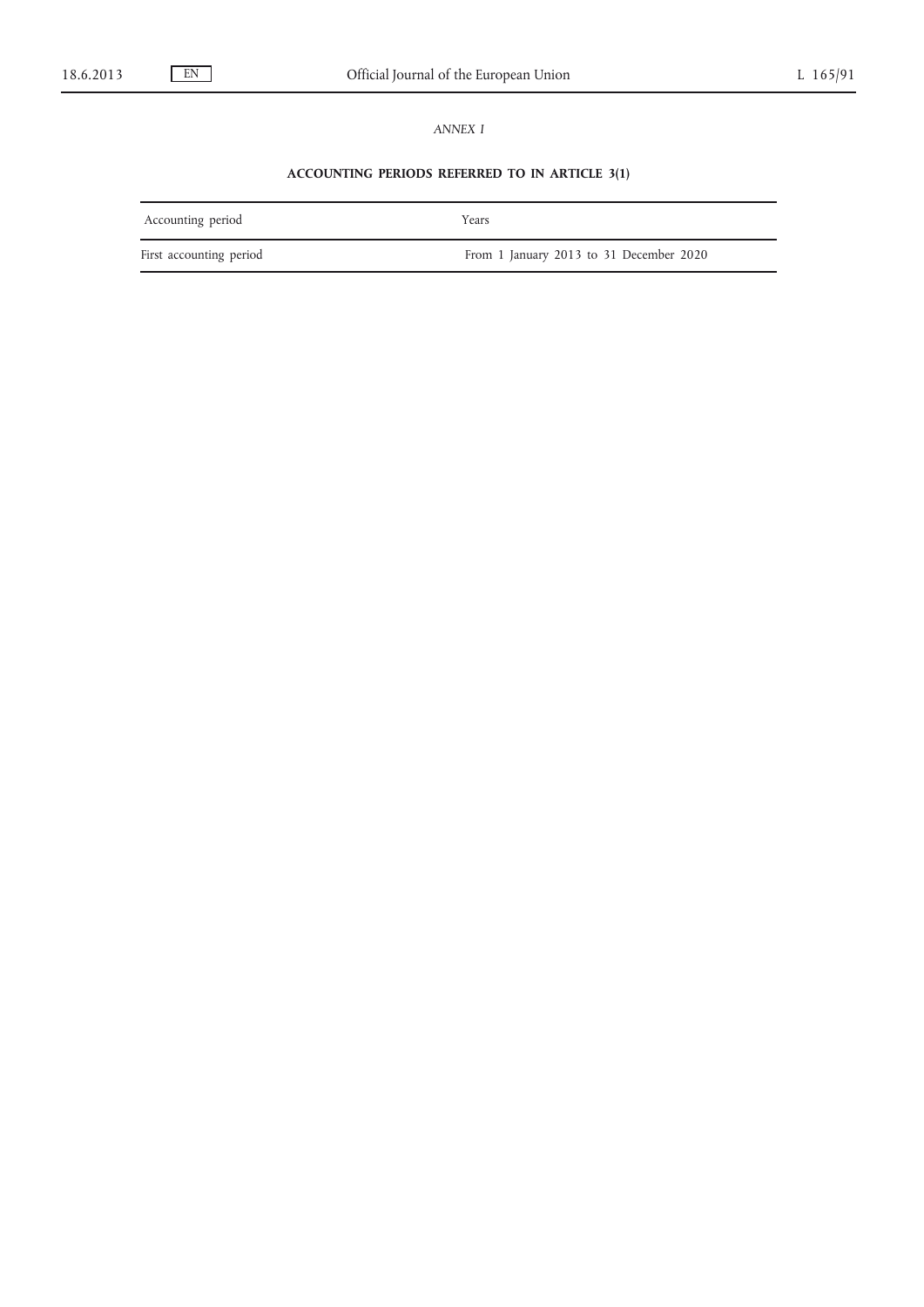*ANNEX I*

**ACCOUNTING PERIODS REFERRED TO IN ARTICLE 3(1)**

| Accounting period | Years |
|---|---|
| First accounting period | From 1 January 2013 to 31 December 2020 |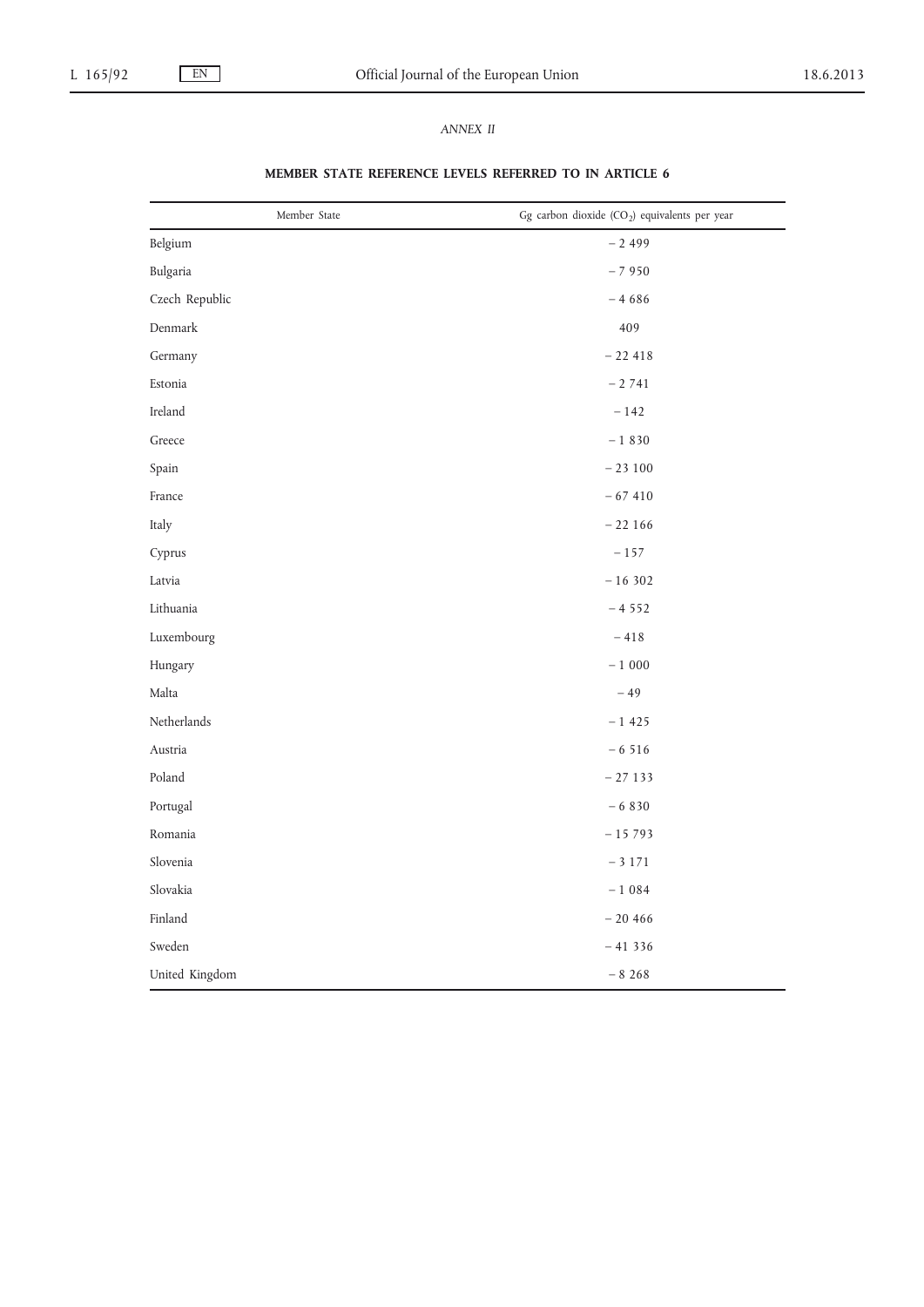*ANNEX II*

**MEMBER STATE REFERENCE LEVELS REFERRED TO IN ARTICLE 6**

| Member State | Gg carbon dioxide ($CO_2$) equivalents per year |
|---|---|
| Belgium | − 2 499 |
| Bulgaria | − 7 950 |
| Czech Republic | − 4 686 |
| Denmark | 409 |
| Germany | − 22 418 |
| Estonia | − 2 741 |
| Ireland | − 142 |
| Greece | − 1 830 |
| Spain | − 23 100 |
| France | − 67 410 |
| Italy | − 22 166 |
| Cyprus | − 157 |
| Latvia | − 16 302 |
| Lithuania | − 4 552 |
| Luxembourg | − 418 |
| Hungary | − 1 000 |
| Malta | − 49 |
| Netherlands | − 1 425 |
| Austria | − 6 516 |
| Poland | − 27 133 |
| Portugal | − 6 830 |
| Romania | − 15 793 |
| Slovenia | − 3 171 |
| Slovakia | − 1 084 |
| Finland | − 20 466 |
| Sweden | − 41 336 |
| United Kingdom | − 8 268 |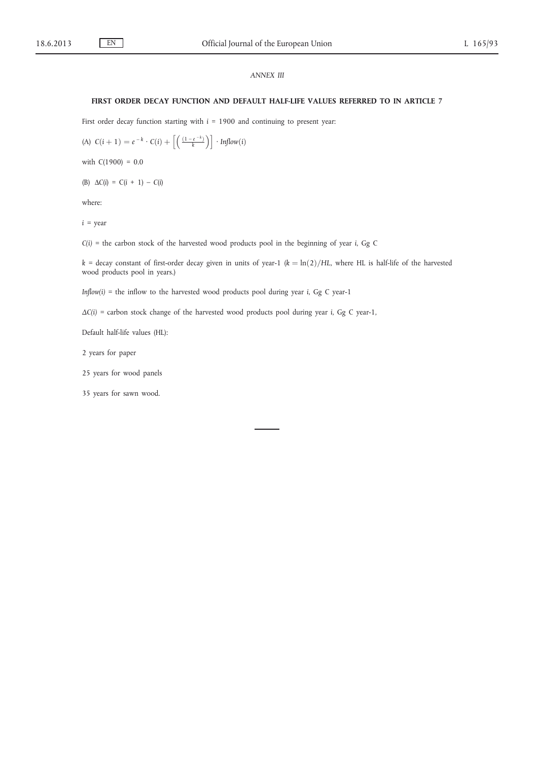*ANNEX III*

**FIRST ORDER DECAY FUNCTION AND DEFAULT HALF-LIFE VALUES REFERRED TO IN ARTICLE 7**

First order decay function starting with $i$ = 1900 and continuing to present year:

(A) $C(i+1) = e^{-k} \cdot C(i) + \left[ \left( \frac{(1 - e^{-k})}{k} \right) \right] \cdot Inflow(i)$

with C(1900) = 0.0

(B) $\Delta C(i) = C(i + 1) - C(i)$

where:

$i$ = year

$C(i)$ = the carbon stock of the harvested wood products pool in the beginning of year $i$, Gg C

$k$ = decay constant of first-order decay given in units of year-1 ($k = \ln(2)/HL$, where HL is half-life of the harvested wood products pool in years.)

$Inflow(i)$ = the inflow to the harvested wood products pool during year $i$, Gg C year-1

$\Delta C(i)$ = carbon stock change of the harvested wood products pool during year $i$, Gg C year-1,

Default half-life values (HL):

2 years for paper

25 years for wood panels

35 years for sawn wood.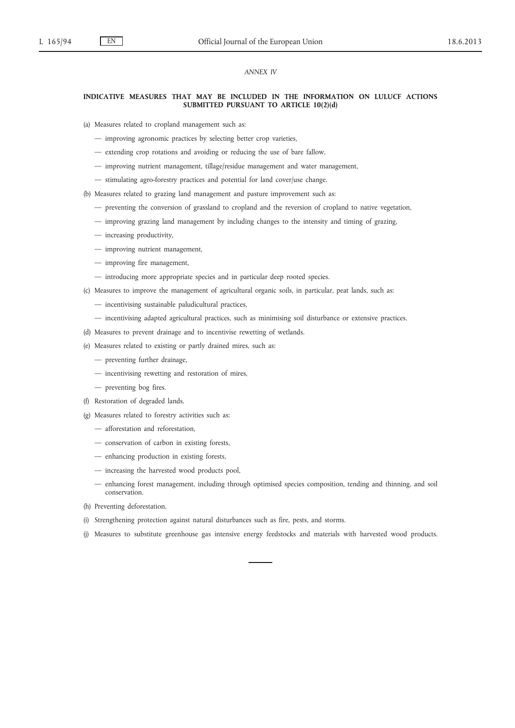*ANNEX IV*

**INDICATIVE MEASURES THAT MAY BE INCLUDED IN THE INFORMATION ON LULUCF ACTIONS SUBMITTED PURSUANT TO ARTICLE 10(2)(d)**

(a) Measures related to cropland management such as:

— improving agronomic practices by selecting better crop varieties,

— extending crop rotations and avoiding or reducing the use of bare fallow,

— improving nutrient management, tillage/residue management and water management,

— stimulating agro-forestry practices and potential for land cover/use change.

(b) Measures related to grazing land management and pasture improvement such as:

— preventing the conversion of grassland to cropland and the reversion of cropland to native vegetation,

— improving grazing land management by including changes to the intensity and timing of grazing,

— increasing productivity,

— improving nutrient management,

— improving fire management,

— introducing more appropriate species and in particular deep rooted species.

(c) Measures to improve the management of agricultural organic soils, in particular, peat lands, such as:

— incentivising sustainable paludicultural practices,

— incentivising adapted agricultural practices, such as minimising soil disturbance or extensive practices.

(d) Measures to prevent drainage and to incentivise rewetting of wetlands.

(e) Measures related to existing or partly drained mires, such as:

— preventing further drainage,

— incentivising rewetting and restoration of mires,

— preventing bog fires.

(f) Restoration of degraded lands.

(g) Measures related to forestry activities such as:

— afforestation and reforestation,

— conservation of carbon in existing forests,

— enhancing production in existing forests,

— increasing the harvested wood products pool,

— enhancing forest management, including through optimised species composition, tending and thinning, and soil conservation.

(h) Preventing deforestation.

(i) Strengthening protection against natural disturbances such as fire, pests, and storms.

(j) Measures to substitute greenhouse gas intensive energy feedstocks and materials with harvested wood products.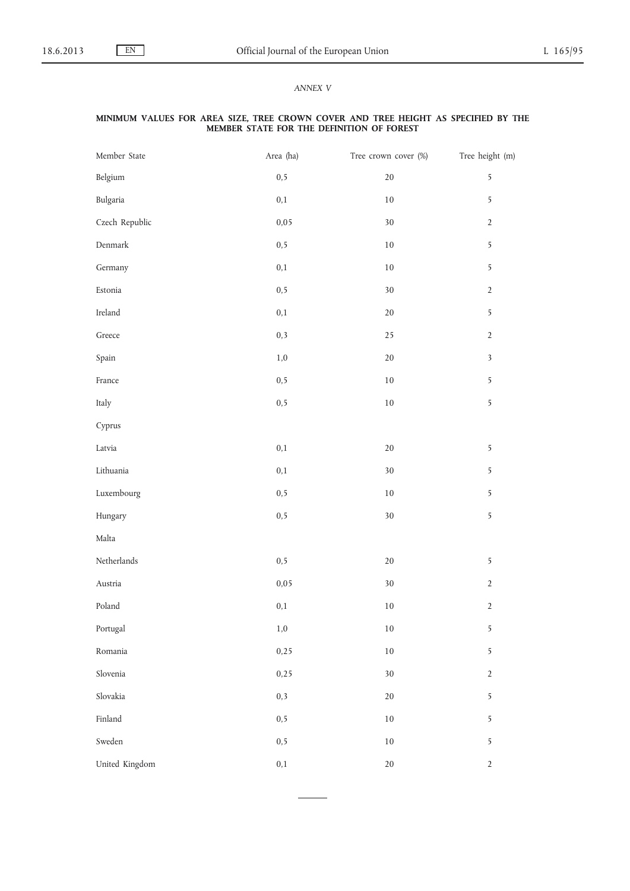*ANNEX V*

**MINIMUM VALUES FOR AREA SIZE, TREE CROWN COVER AND TREE HEIGHT AS SPECIFIED BY THE MEMBER STATE FOR THE DEFINITION OF FOREST**

| Member State | Area (ha) | Tree crown cover (%) | Tree height (m) |
|---|---|---|---|
| Belgium | 0,5 | 20 | 5 |
| Bulgaria | 0,1 | 10 | 5 |
| Czech Republic | 0,05 | 30 | 2 |
| Denmark | 0,5 | 10 | 5 |
| Germany | 0,1 | 10 | 5 |
| Estonia | 0,5 | 30 | 2 |
| Ireland | 0,1 | 20 | 5 |
| Greece | 0,3 | 25 | 2 |
| Spain | 1,0 | 20 | 3 |
| France | 0,5 | 10 | 5 |
| Italy | 0,5 | 10 | 5 |
| Cyprus | | | |
| Latvia | 0,1 | 20 | 5 |
| Lithuania | 0,1 | 30 | 5 |
| Luxembourg | 0,5 | 10 | 5 |
| Hungary | 0,5 | 30 | 5 |
| Malta | | | |
| Netherlands | 0,5 | 20 | 5 |
| Austria | 0,05 | 30 | 2 |
| Poland | 0,1 | 10 | 2 |
| Portugal | 1,0 | 10 | 5 |
| Romania | 0,25 | 10 | 5 |
| Slovenia | 0,25 | 30 | 2 |
| Slovakia | 0,3 | 20 | 5 |
| Finland | 0,5 | 10 | 5 |
| Sweden | 0,5 | 10 | 5 |
| United Kingdom | 0,1 | 20 | 2 |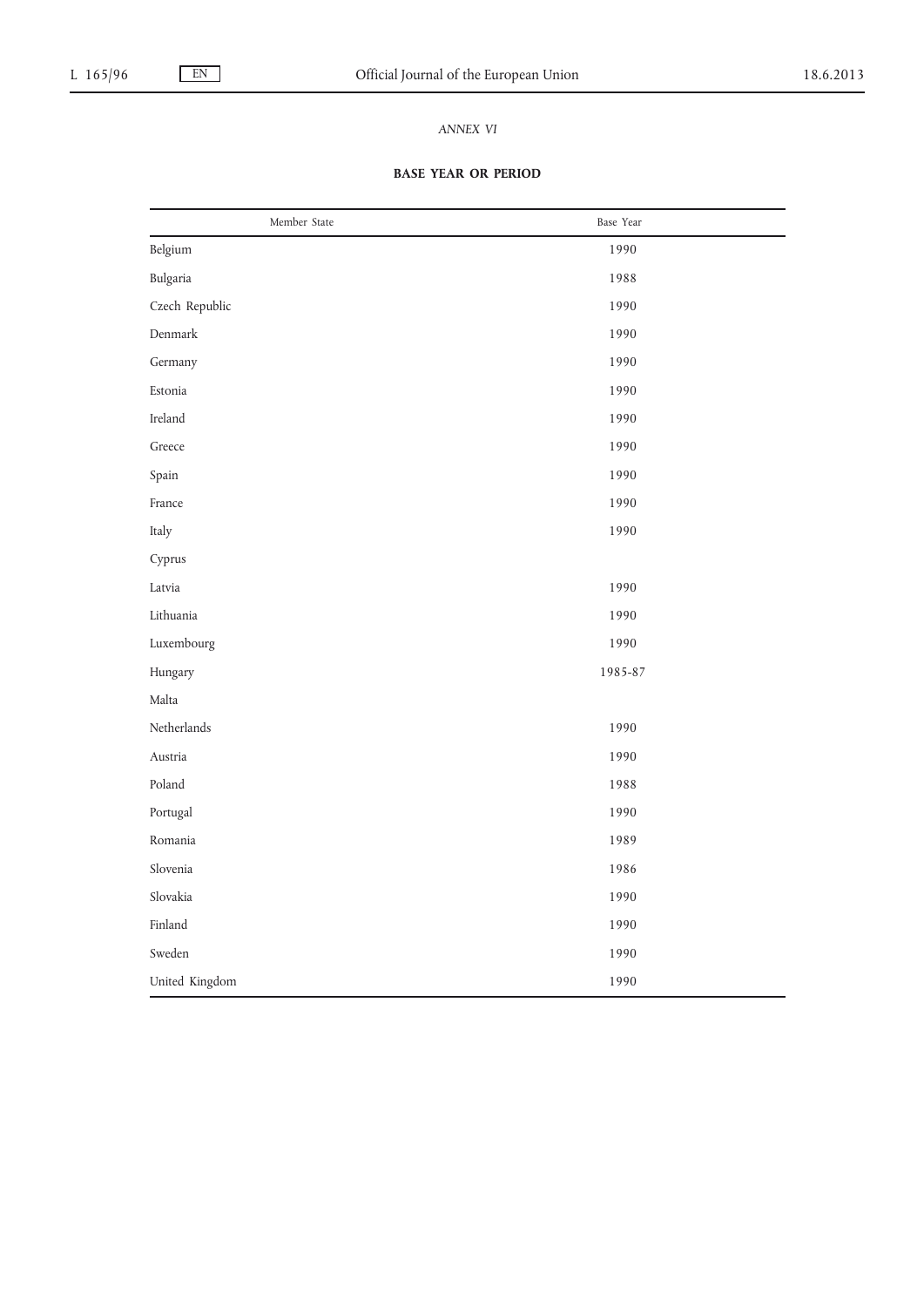*ANNEX VI*

**BASE YEAR OR PERIOD**

| Member State | Base Year |
|---|---|
| Belgium | 1990 |
| Bulgaria | 1988 |
| Czech Republic | 1990 |
| Denmark | 1990 |
| Germany | 1990 |
| Estonia | 1990 |
| Ireland | 1990 |
| Greece | 1990 |
| Spain | 1990 |
| France | 1990 |
| Italy | 1990 |
| Cyprus | |
| Latvia | 1990 |
| Lithuania | 1990 |
| Luxembourg | 1990 |
| Hungary | 1985-87 |
| Malta | |
| Netherlands | 1990 |
| Austria | 1990 |
| Poland | 1988 |
| Portugal | 1990 |
| Romania | 1989 |
| Slovenia | 1986 |
| Slovakia | 1990 |
| Finland | 1990 |
| Sweden | 1990 |
| United Kingdom | 1990 |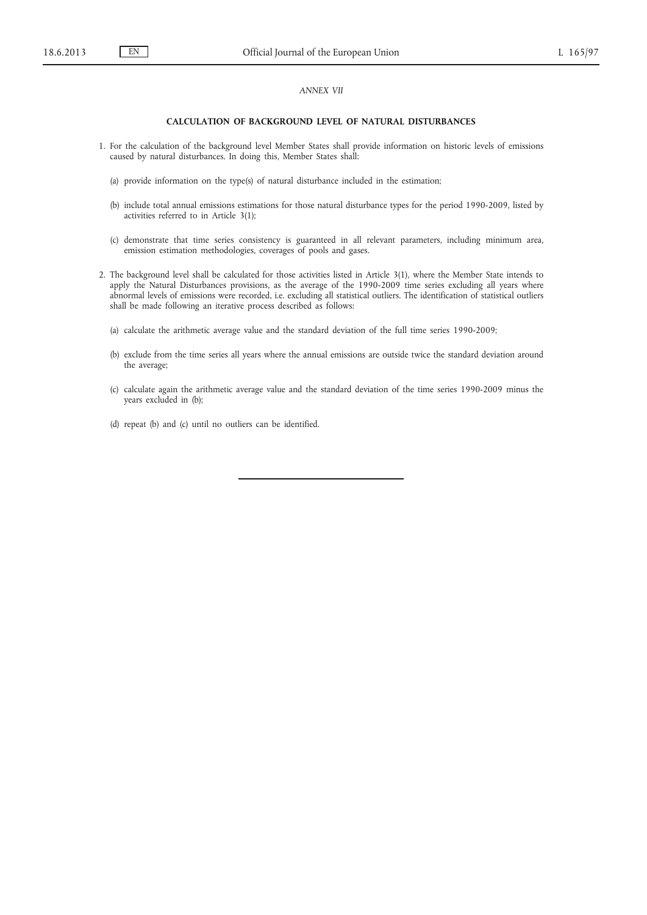*ANNEX VII*

## CALCULATION OF BACKGROUND LEVEL OF NATURAL DISTURBANCES

1. For the calculation of the background level Member States shall provide information on historic levels of emissions caused by natural disturbances. In doing this, Member States shall:

   (a) provide information on the type(s) of natural disturbance included in the estimation;

   (b) include total annual emissions estimations for those natural disturbance types for the period 1990-2009, listed by activities referred to in Article 3(1);

   (c) demonstrate that time series consistency is guaranteed in all relevant parameters, including minimum area, emission estimation methodologies, coverages of pools and gases.

2. The background level shall be calculated for those activities listed in Article 3(1), where the Member State intends to apply the Natural Disturbances provisions, as the average of the 1990-2009 time series excluding all years where abnormal levels of emissions were recorded, i.e. excluding all statistical outliers. The identification of statistical outliers shall be made following an iterative process described as follows:

   (a) calculate the arithmetic average value and the standard deviation of the full time series 1990-2009;

   (b) exclude from the time series all years where the annual emissions are outside twice the standard deviation around the average;

   (c) calculate again the arithmetic average value and the standard deviation of the time series 1990-2009 minus the years excluded in (b);

   (d) repeat (b) and (c) until no outliers can be identified.